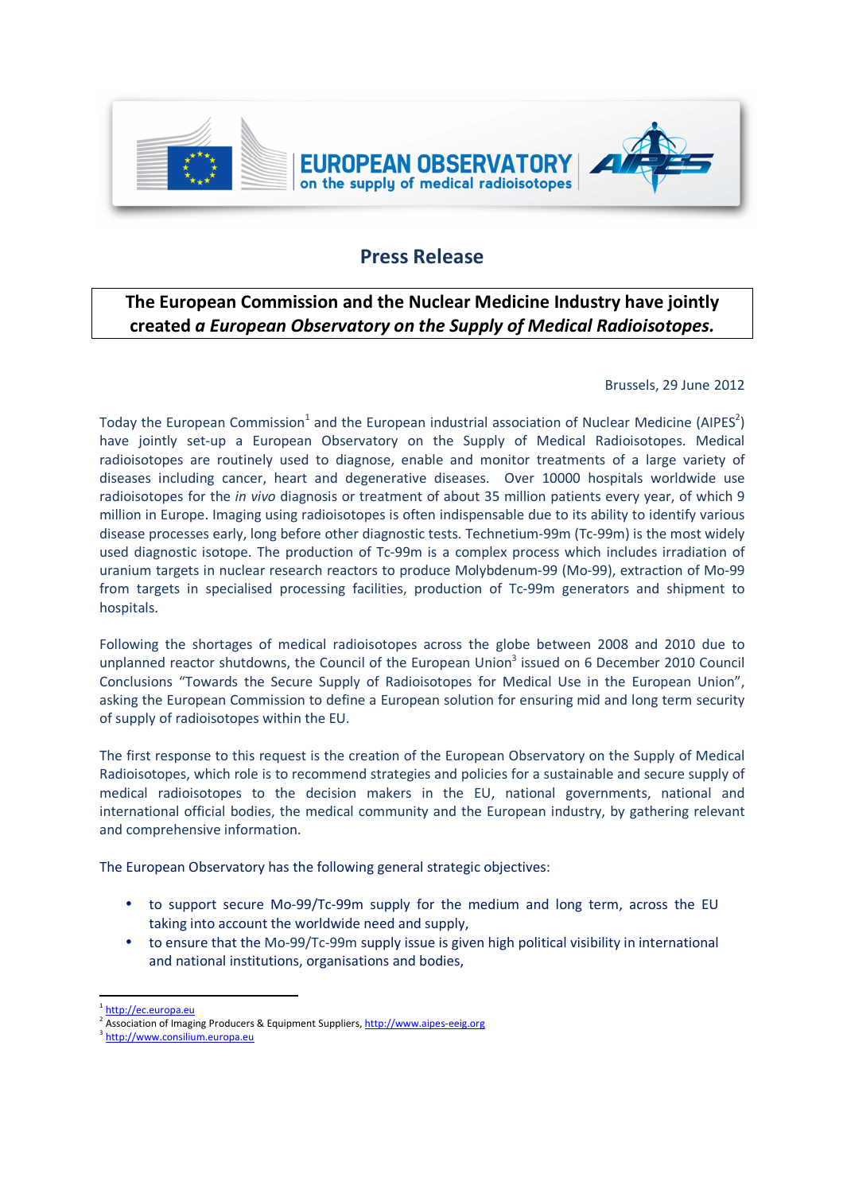EUROPEAN OBSERVATORY
on the supply of medical radioisotopes

# Press Release

**The European Commission and the Nuclear Medicine Industry have jointly created *a European Observatory on the Supply of Medical Radioisotopes.***

Brussels, 29 June 2012

Today the European Commission[1] and the European industrial association of Nuclear Medicine (AIPES[2]) have jointly set-up a European Observatory on the Supply of Medical Radioisotopes. Medical radioisotopes are routinely used to diagnose, enable and monitor treatments of a large variety of diseases including cancer, heart and degenerative diseases. Over 10000 hospitals worldwide use radioisotopes for the *in vivo* diagnosis or treatment of about 35 million patients every year, of which 9 million in Europe. Imaging using radioisotopes is often indispensable due to its ability to identify various disease processes early, long before other diagnostic tests. Technetium-99m (Tc-99m) is the most widely used diagnostic isotope. The production of Tc-99m is a complex process which includes irradiation of uranium targets in nuclear research reactors to produce Molybdenum-99 (Mo-99), extraction of Mo-99 from targets in specialised processing facilities, production of Tc-99m generators and shipment to hospitals.

Following the shortages of medical radioisotopes across the globe between 2008 and 2010 due to unplanned reactor shutdowns, the Council of the European Union[3] issued on 6 December 2010 Council Conclusions "Towards the Secure Supply of Radioisotopes for Medical Use in the European Union", asking the European Commission to define a European solution for ensuring mid and long term security of supply of radioisotopes within the EU.

The first response to this request is the creation of the European Observatory on the Supply of Medical Radioisotopes, which role is to recommend strategies and policies for a sustainable and secure supply of medical radioisotopes to the decision makers in the EU, national governments, national and international official bodies, the medical community and the European industry, by gathering relevant and comprehensive information.

The European Observatory has the following general strategic objectives:

- to support secure Mo-99/Tc-99m supply for the medium and long term, across the EU taking into account the worldwide need and supply,
- to ensure that the Mo-99/Tc-99m supply issue is given high political visibility in international and national institutions, organisations and bodies,

[1] http://ec.europa.eu
[2] Association of Imaging Producers & Equipment Suppliers, http://www.aipes-eeig.org
[3] http://www.consilium.europa.eu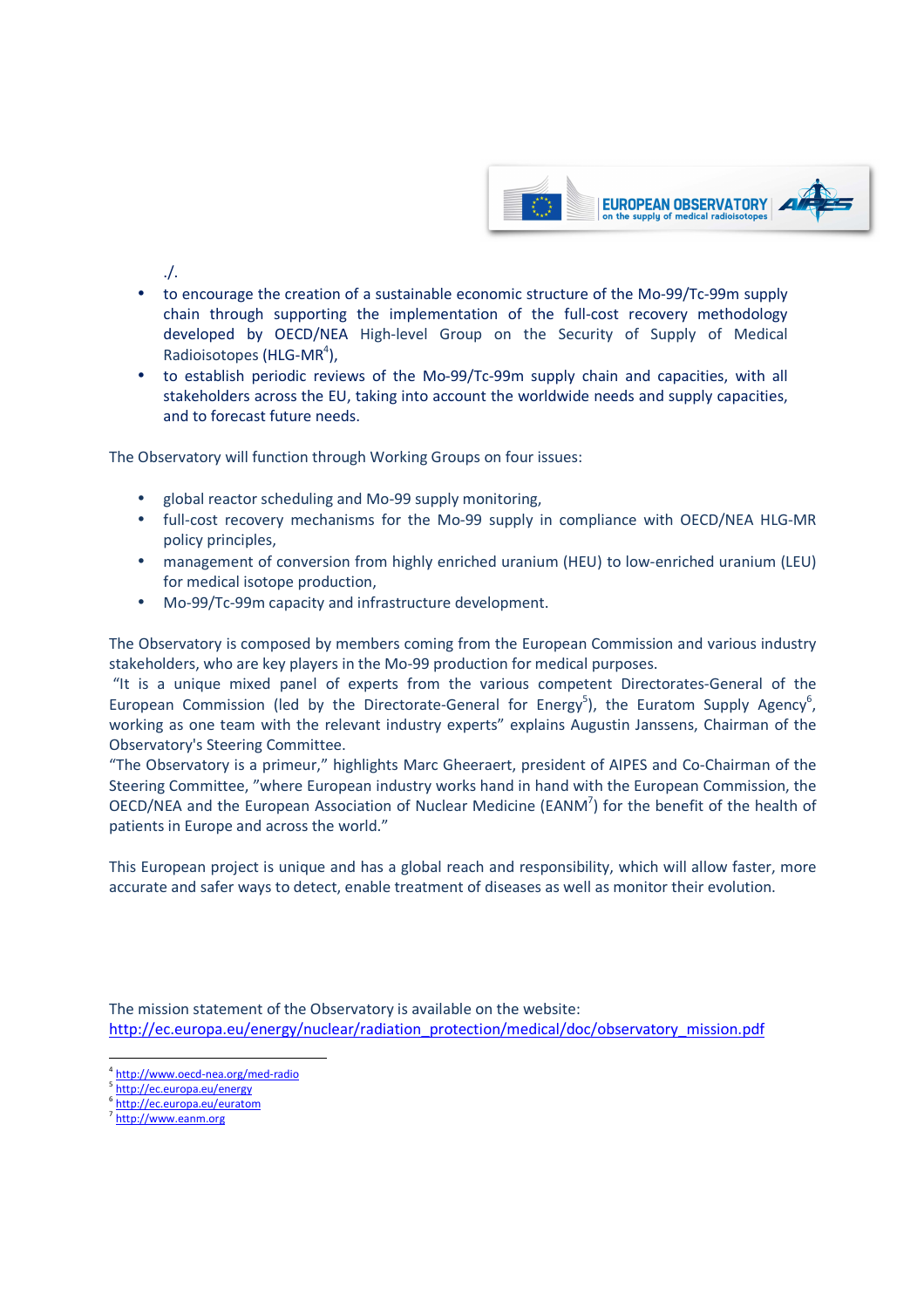./.

- to encourage the creation of a sustainable economic structure of the Mo-99/Tc-99m supply chain through supporting the implementation of the full-cost recovery methodology developed by OECD/NEA High-level Group on the Security of Supply of Medical Radioisotopes (HLG-MR[4]),
- to establish periodic reviews of the Mo-99/Tc-99m supply chain and capacities, with all stakeholders across the EU, taking into account the worldwide needs and supply capacities, and to forecast future needs.

The Observatory will function through Working Groups on four issues:

- global reactor scheduling and Mo-99 supply monitoring,
- full-cost recovery mechanisms for the Mo-99 supply in compliance with OECD/NEA HLG-MR policy principles,
- management of conversion from highly enriched uranium (HEU) to low-enriched uranium (LEU) for medical isotope production,
- Mo-99/Tc-99m capacity and infrastructure development.

The Observatory is composed by members coming from the European Commission and various industry stakeholders, who are key players in the Mo-99 production for medical purposes.
"It is a unique mixed panel of experts from the various competent Directorates-General of the European Commission (led by the Directorate-General for Energy[5]), the Euratom Supply Agency[6], working as one team with the relevant industry experts" explains Augustin Janssens, Chairman of the Observatory's Steering Committee.
"The Observatory is a primeur," highlights Marc Gheeraert, president of AIPES and Co-Chairman of the Steering Committee, "where European industry works hand in hand with the European Commission, the OECD/NEA and the European Association of Nuclear Medicine (EANM[7]) for the benefit of the health of patients in Europe and across the world."

This European project is unique and has a global reach and responsibility, which will allow faster, more accurate and safer ways to detect, enable treatment of diseases as well as monitor their evolution.

The mission statement of the Observatory is available on the website:
http://ec.europa.eu/energy/nuclear/radiation_protection/medical/doc/observatory_mission.pdf

[4] http://www.oecd-nea.org/med-radio
[5] http://ec.europa.eu/energy
[6] http://ec.europa.eu/euratom
[7] http://www.eanm.org